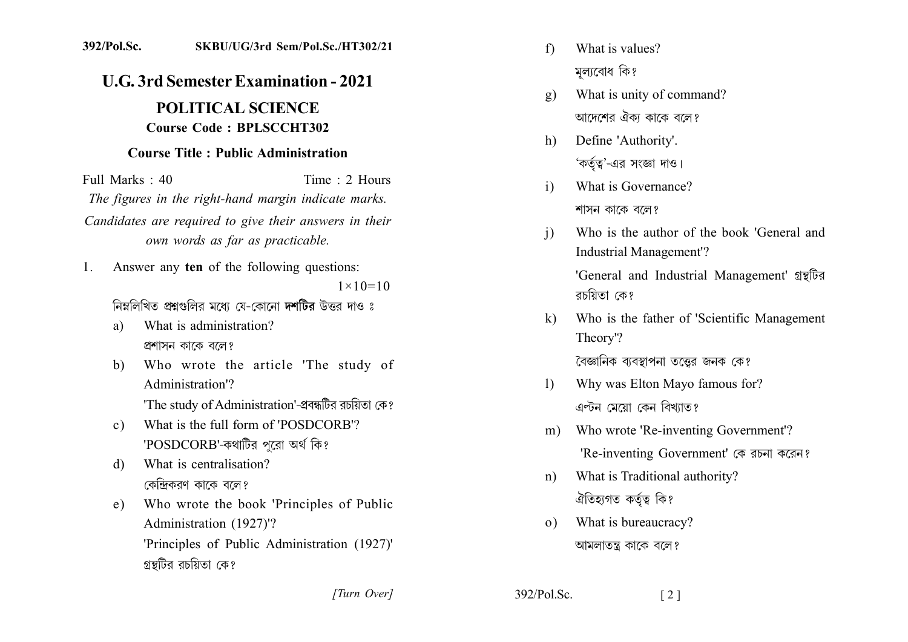392/Pol.Sc. SKBU/UG/3rd Sem/Pol.Sc./HT302/21

# U.G. 3rd Semester Examination - 2021

## POLITICAL SCIENCE

**Course Code : BPLSCCHT302**

**Course Title : Public Administration**

Full Marks : 40 Time : 2 Hours

*The figures in the right-hand margin indicate marks.*

*Candidates are required to give their answers in their own words as far as practicable.*

1. Answer any **ten** of the following questions: $1\times10=10$

   নিম্নলিখিত প্রশ্নগুলির মধ্যে যে-কোনো **দশটির** উত্তর দাও ঃ

   a) What is administration?
   প্রশাসন কাকে বলে?

   b) Who wrote the article 'The study of Administration'?
   'The study of Administration'-প্রবন্ধটির রচয়িতা কে?

   c) What is the full form of 'POSDCORB'?
   'POSDCORB'-কথাটির পুরো অর্থ কি?

   d) What is centralisation?
   কেন্দ্রিকরণ কাকে বলে?

   e) Who wrote the book 'Principles of Public Administration (1927)'?
   'Principles of Public Administration (1927)' গ্রন্থটির রচয়িতা কে?

   f) What is values?
   মূল্যবোধ কি?

   g) What is unity of command?
   আদেশের ঐক্য কাকে বলে?

   h) Define 'Authority'.
   'কর্তৃত্ব'-এর সংজ্ঞা দাও।

   i) What is Governance?
   শাসন কাকে বলে?

   j) Who is the author of the book 'General and Industrial Management'?
   'General and Industrial Management' গ্রন্থটির রচয়িতা কে?

   k) Who is the father of 'Scientific Management Theory'?
   বৈজ্ঞানিক ব্যবস্থাপনা তত্ত্বের জনক কে?

   l) Why was Elton Mayo famous for?
   এল্টন মেয়ো কেন বিখ্যাত?

   m) Who wrote 'Re-inventing Government'?
   'Re-inventing Government' কে রচনা করেন?

   n) What is Traditional authority?
   ঐতিহ্যগত কর্তৃত্ব কি?

   o) What is bureaucracy?
   আমলাতন্ত্র কাকে বলে?

*[Turn Over]*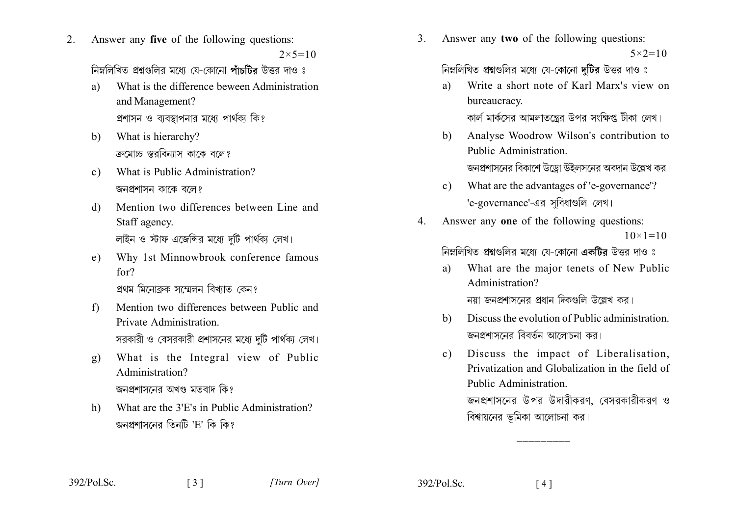2. Answer any **five** of the following questions: $2\times5=10$

নিম্নলিখিত প্রশ্নগুলির মধ্যে যে-কোনো **পাঁচটির** উত্তর দাও ঃ

a) What is the difference beween Administration and Management?

প্রশাসন ও ব্যবস্থাপনার মধ্যে পার্থক্য কি?

b) What is hierarchy?

ক্রমোচ্চ স্তরবিন্যাস কাকে বলে?

c) What is Public Administration?

জনপ্রশাসন কাকে বলে?

d) Mention two differences between Line and Staff agency.

লাইন ও স্টাফ এজেন্সির মধ্যে দুটি পার্থক্য লেখ।

e) Why 1st Minnowbrook conference famous for?

প্রথম মিনোব্রুক সম্মেলন বিখ্যাত কেন?

f) Mention two differences between Public and Private Administration.

সরকারী ও বেসরকারী প্রশাসনের মধ্যে দুটি পার্থক্য লেখ।

g) What is the Integral view of Public Administration?

জনপ্রশাসনের অখণ্ড মতবাদ কি?

h) What are the 3'E's in Public Administration?

জনপ্রশাসনের তিনটি 'E' কি কি?

3. Answer any **two** of the following questions: $5\times2=10$

নিম্নলিখিত প্রশ্নগুলির মধ্যে যে-কোনো **দুটির** উত্তর দাও ঃ

a) Write a short note of Karl Marx's view on bureaucracy.

কার্ল মার্কসের আমলাতন্ত্রের উপর সংক্ষিপ্ত টীকা লেখ।

b) Analyse Woodrow Wilson's contribution to Public Administration.

জনপ্রশাসনের বিকাশে উড্রো উইলসনের অবদান উল্লেখ কর।

c) What are the advantages of 'e-governance'?

'e-governance'-এর সুবিধাগুলি লেখ।

4. Answer any **one** of the following questions: $10\times1=10$

নিম্নলিখিত প্রশ্নগুলির মধ্যে যে-কোনো **একটির** উত্তর দাও ঃ

a) What are the major tenets of New Public Administration?

নয়া জনপ্রশাসনের প্রধান দিকগুলি উল্লেখ কর।

b) Discuss the evolution of Public administration.

জনপ্রশাসনের বিবর্তন আলোচনা কর।

c) Discuss the impact of Liberalisation, Privatization and Globalization in the field of Public Administration.

জনপ্রশাসনের উপর উদারীকরণ, বেসরকারীকরণ ও বিশ্বায়নের ভূমিকা আলোচনা কর।

---